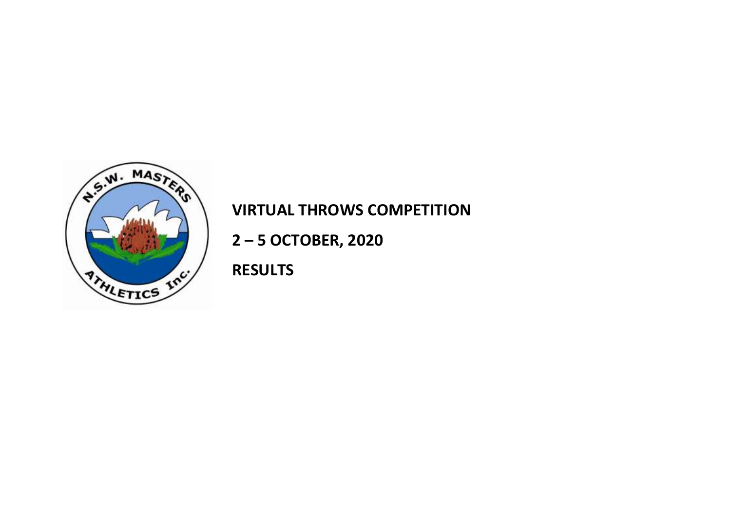**VIRTUAL THROWS COMPETITION**

**2 – 5 OCTOBER, 2020**

**RESULTS**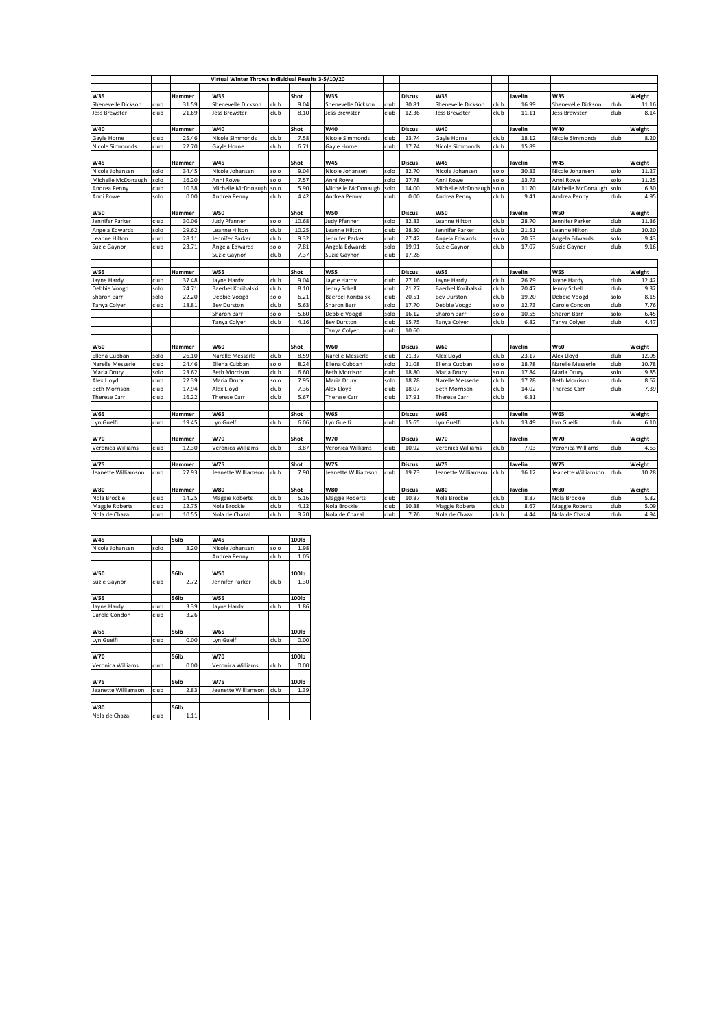**Virtual Winter Throws Individual Results 3-5/10/20**

| | | | | | | | | | | | | | | |
|---|---|---|---|---|---|---|---|---|---|---|---|---|---|---|
| **W35** | | **Hammer** | **W35** | | **Shot** | **W35** | | **Discus** | **W35** | | **Javelin** | **W35** | | **Weight** |
| Shenevelle Dickson | club | 31.59 | Shenevelle Dickson | club | 9.04 | Shenevelle Dickson | club | 30.81 | Shenevelle Dickson | club | 16.99 | Shenevelle Dickson | club | 11.16 |
| Jess Brewster | club | 21.69 | Jess Brewster | club | 8.10 | Jess Brewster | club | 12.36 | Jess Brewster | club | 11.11 | Jess Brewster | club | 8.14 |
| | | | | | | | | | | | | | | |
| **W40** | | **Hammer** | **W40** | | **Shot** | **W40** | | **Discus** | **W40** | | **Javelin** | **W40** | | **Weight** |
| Gayle Horne | club | 25.46 | Nicole Simmonds | club | 7.58 | Nicole Simmonds | club | 23.74 | Gayle Horne | club | 18.12 | Nicole Simmonds | club | 8.20 |
| Nicole Simmonds | club | 22.70 | Gayle Horne | club | 6.71 | Gayle Horne | club | 17.74 | Nicole Simmonds | club | 15.89 | | | |
| | | | | | | | | | | | | | | |
| **W45** | | **Hammer** | **W45** | | **Shot** | **W45** | | **Discus** | **W45** | | **Javelin** | **W45** | | **Weight** |
| Nicole Johansen | solo | 34.45 | Nicole Johansen | solo | 9.04 | Nicole Johansen | solo | 32.70 | Nicole Johansen | solo | 30.33 | Nicole Johansen | solo | 11.27 |
| Michelle McDonaugh | solo | 16.20 | Anni Rowe | solo | 7.57 | Anni Rowe | solo | 27.78 | Anni Rowe | solo | 13.73 | Anni Rowe | solo | 11.25 |
| Andrea Penny | club | 10.38 | Michelle McDonaugh | solo | 5.90 | Michelle McDonaugh | solo | 14.00 | Michelle McDonaugh | solo | 11.70 | Michelle McDonaugh | solo | 6.30 |
| Anni Rowe | solo | 0.00 | Andrea Penny | club | 4.42 | Andrea Penny | club | 0.00 | Andrea Penny | club | 9.41 | Andrea Penny | club | 4.95 |
| | | | | | | | | | | | | | | |
| **W50** | | **Hammer** | **W50** | | **Shot** | **W50** | | **Discus** | **W50** | | **Javelin** | **W50** | | **Weight** |
| Jennifer Parker | club | 30.06 | Judy Pfanner | solo | 10.68 | Judy Pfanner | solo | 32.83 | Leanne Hilton | club | 28.70 | Jennifer Parker | club | 11.36 |
| Angela Edwards | solo | 29.62 | Leanne Hilton | club | 10.25 | Leanne Hilton | club | 28.50 | Jennifer Parker | club | 21.51 | Leanne Hilton | club | 10.20 |
| Leanne Hilton | club | 28.11 | Jennifer Parker | club | 9.32 | Jennifer Parker | club | 27.42 | Angela Edwards | solo | 20.53 | Angela Edwards | solo | 9.43 |
| Suzie Gaynor | club | 23.71 | Angela Edwards | solo | 7.81 | Angela Edwards | solo | 19.91 | Suzie Gaynor | club | 17.07 | Suzie Gaynor | club | 9.16 |
| | | | Suzie Gaynor | club | 7.37 | Suzie Gaynor | club | 17.28 | | | | | | |
| | | | | | | | | | | | | | | |
| **W55** | | **Hammer** | **W55** | | **Shot** | **W55** | | **Discus** | **W55** | | **Javelin** | **W55** | | **Weight** |
| Jayne Hardy | club | 37.48 | Jayne Hardy | club | 9.04 | Jayne Hardy | club | 27.16 | Jayne Hardy | club | 26.79 | Jayne Hardy | club | 12.42 |
| Debbie Voogd | solo | 24.71 | Baerbel Koribalski | club | 8.10 | Jenny Schell | club | 21.27 | Baerbel Koribalski | club | 20.47 | Jenny Schell | club | 9.32 |
| Sharon Barr | solo | 22.20 | Debbie Voogd | solo | 6.21 | Baerbel Koribalski | club | 20.51 | Bev Durston | club | 19.20 | Debbie Voogd | solo | 8.15 |
| Tanya Colyer | club | 18.81 | Bev Durston | club | 5.63 | Sharon Barr | solo | 17.70 | Debbie Voogd | solo | 12.73 | Carole Condon | club | 7.76 |
| | | | Sharon Barr | solo | 5.60 | Debbie Voogd | solo | 16.12 | Sharon Barr | solo | 10.55 | Sharon Barr | solo | 6.45 |
| | | | Tanya Colyer | club | 4.16 | Bev Durston | club | 15.75 | Tanya Colyer | club | 6.82 | Tanya Colyer | club | 4.47 |
| | | | | | | Tanya Colyer | club | 10.60 | | | | | | |
| | | | | | | | | | | | | | | |
| **W60** | | **Hammer** | **W60** | | **Shot** | **W60** | | **Discus** | **W60** | | **Javelin** | **W60** | | **Weight** |
| Ellena Cubban | solo | 26.10 | Narelle Messerle | club | 8.59 | Narelle Messerle | club | 21.37 | Alex Lloyd | club | 23.17 | Alex Lloyd | club | 12.05 |
| Narelle Messerle | club | 24.46 | Ellena Cubban | solo | 8.24 | Ellena Cubban | solo | 21.08 | Ellena Cubban | solo | 18.78 | Narelle Messerle | club | 10.78 |
| Maria Drury | solo | 23.62 | Beth Morrison | club | 6.60 | Beth Morrison | club | 18.80 | Maria Drury | solo | 17.84 | Maria Drury | solo | 9.85 |
| Alex Lloyd | club | 22.39 | Maria Drury | solo | 7.95 | Maria Drury | solo | 18.78 | Narelle Messerle | club | 17.28 | Beth Morrison | club | 8.62 |
| Beth Morrison | club | 17.94 | Alex Lloyd | club | 7.36 | Alex Lloyd | club | 18.07 | Beth Morrison | club | 14.02 | Therese Carr | club | 7.39 |
| Therese Carr | club | 16.22 | Therese Carr | club | 5.67 | Therese Carr | club | 17.91 | Therese Carr | club | 6.31 | | | |
| | | | | | | | | | | | | | | |
| **W65** | | **Hammer** | **W65** | | **Shot** | **W65** | | **Discus** | **W65** | | **Javelin** | **W65** | | **Weight** |
| Lyn Guelfi | club | 19.45 | Lyn Guelfi | club | 6.06 | Lyn Guelfi | club | 15.65 | Lyn Guelfi | club | 13.49 | Lyn Guelfi | club | 6.10 |
| | | | | | | | | | | | | | | |
| **W70** | | **Hammer** | **W70** | | **Shot** | **W70** | | **Discus** | **W70** | | **Javelin** | **W70** | | **Weight** |
| Veronica Williams | club | 12.30 | Veronica Williams | club | 3.87 | Veronica Williams | club | 10.92 | Veronica Williams | club | 7.03 | Veronica Williams | club | 4.63 |
| | | | | | | | | | | | | | | |
| **W75** | | **Hammer** | **W75** | | **Shot** | **W75** | | **Discus** | **W75** | | **Javelin** | **W75** | | **Weight** |
| Jeanette Williamson | club | 27.93 | Jeanette Williamson | club | 7.90 | Jeanette Williamson | club | 19.73 | Jeanette Williamson | club | 16.12 | Jeanette Williamson | club | 10.28 |
| | | | | | | | | | | | | | | |
| **W80** | | **Hammer** | **W80** | | **Shot** | **W80** | | **Discus** | **W80** | | **Javelin** | **W80** | | **Weight** |
| Nola Brockie | club | 14.25 | Maggie Roberts | club | 5.16 | Maggie Roberts | club | 10.87 | Nola Brockie | club | 8.87 | Nola Brockie | club | 5.32 |
| Maggie Roberts | club | 12.75 | Nola Brockie | club | 4.12 | Nola Brockie | club | 10.38 | Maggie Roberts | club | 8.67 | Maggie Roberts | club | 5.09 |
| Nola de Chazal | club | 10.55 | Nola de Chazal | club | 3.20 | Nola de Chazal | club | 7.76 | Nola de Chazal | club | 4.44 | Nola de Chazal | club | 4.94 |

| | | | | | |
|---|---|---|---|---|---|
| **W45** | | **56lb** | **W45** | | **100lb** |
| Nicole Johansen | solo | 3.20 | Nicole Johansen | solo | 1.98 |
| | | | Andrea Penny | club | 1.05 |
| | | | | | |
| **W50** | | **56lb** | **W50** | | **100lb** |
| Suzie Gaynor | club | 2.72 | Jennifer Parker | club | 1.30 |
| | | | | | |
| **W55** | | **56lb** | **W55** | | **100lb** |
| Jayne Hardy | club | 3.39 | Jayne Hardy | club | 1.86 |
| Carole Condon | club | 3.26 | | | |
| | | | | | |
| **W65** | | **56lb** | **W65** | | **100lb** |
| Lyn Guelfi | club | 0.00 | Lyn Guelfi | club | 0.00 |
| | | | | | |
| **W70** | | **56lb** | **W70** | | **100lb** |
| Veronica Williams | club | 0.00 | Veronica Williams | club | 0.00 |
| | | | | | |
| **W75** | | **56lb** | **W75** | | **100lb** |
| Jeanette Williamson | club | 2.83 | Jeanette Williamson | club | 1.39 |
| | | | | | |
| **W80** | | **56lb** | | | |
| Nola de Chazal | club | 1.11 | | | |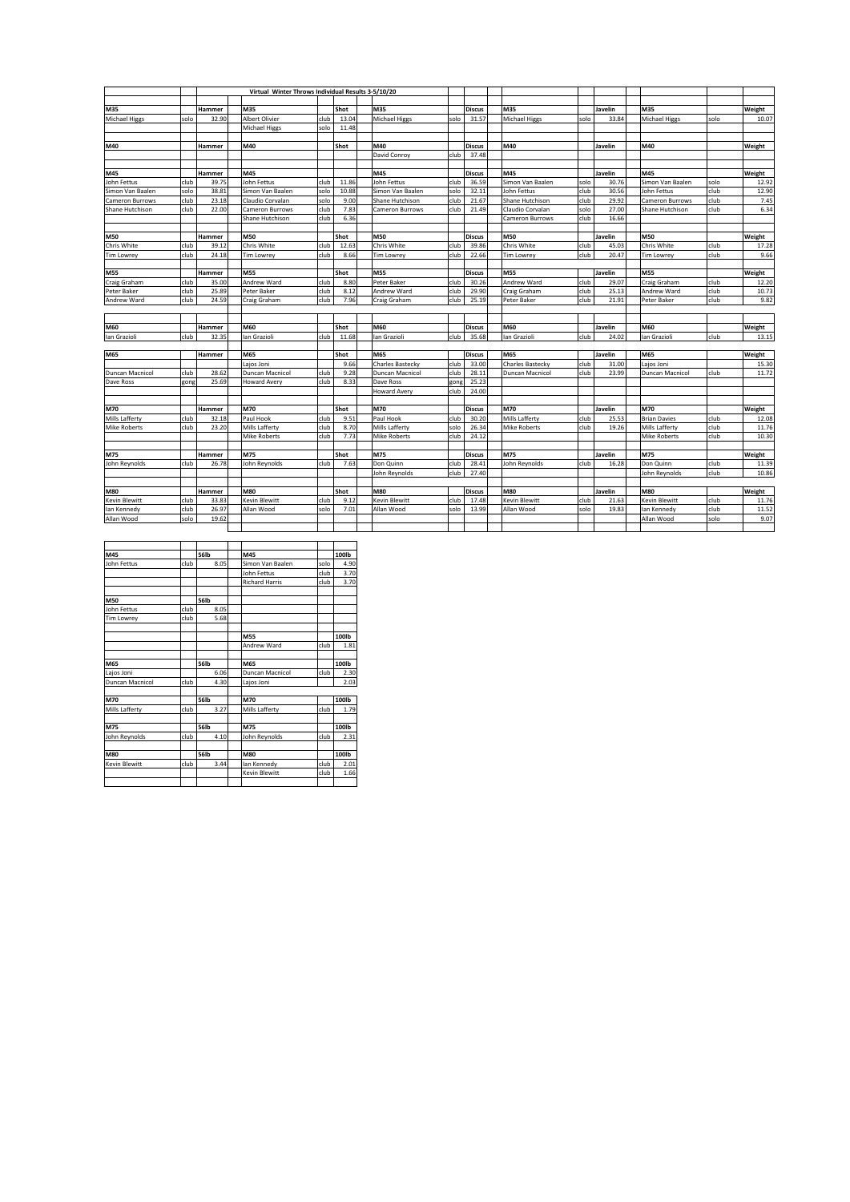# Virtual Winter Throws Individual Results 3-5/10/20

| M35 | | Hammer | M35 | | Shot | M35 | | Discus | M35 | | Javelin | M35 | | Weight |
|---|---|---|---|---|---|---|---|---|---|---|---|---|---|---|
| Michael Higgs | solo | 32.90 | Albert Olivier | club | 13.04 | Michael Higgs | solo | 31.57 | Michael Higgs | solo | 33.84 | Michael Higgs | solo | 10.07 |
| | | | Michael Higgs | solo | 11.48 | | | | | | | | | |
| | | | | | | | | | | | | | | |
| **M40** | | **Hammer** | **M40** | | **Shot** | **M40** | | **Discus** | **M40** | | **Javelin** | **M40** | | **Weight** |
| | | | | | | David Conroy | club | 37.48 | | | | | | |
| | | | | | | | | | | | | | | |
| **M45** | | **Hammer** | **M45** | | **Shot** | **M45** | | **Discus** | **M45** | | **Javelin** | **M45** | | **Weight** |
| John Fettus | club | 39.75 | John Fettus | club | 11.86 | John Fettus | club | 36.59 | Simon Van Baalen | solo | 30.76 | Simon Van Baalen | solo | 12.92 |
| Simon Van Baalen | solo | 38.81 | Simon Van Baalen | solo | 10.88 | Simon Van Baalen | solo | 32.11 | John Fettus | club | 30.56 | John Fettus | club | 12.90 |
| Cameron Burrows | club | 23.18 | Claudio Corvalan | solo | 9.00 | Shane Hutchison | club | 21.67 | Shane Hutchison | club | 29.92 | Cameron Burrows | club | 7.45 |
| Shane Hutchison | club | 22.00 | Cameron Burrows | club | 7.83 | Cameron Burrows | club | 21.49 | Claudio Corvalan | solo | 27.00 | Shane Hutchison | club | 6.34 |
| | | | Shane Hutchison | club | 6.36 | | | | Cameron Burrows | club | 16.66 | | | |
| | | | | | | | | | | | | | | |
| **M50** | | **Hammer** | **M50** | | **Shot** | **M50** | | **Discus** | **M50** | | **Javelin** | **M50** | | **Weight** |
| Chris White | club | 39.12 | Chris White | club | 12.63 | Chris White | club | 39.86 | Chris White | club | 45.03 | Chris White | club | 17.28 |
| Tim Lowrey | club | 24.18 | Tim Lowrey | club | 8.66 | Tim Lowrey | club | 22.66 | Tim Lowrey | club | 20.47 | Tim Lowrey | club | 9.66 |
| | | | | | | | | | | | | | | |
| **M55** | | **Hammer** | **M55** | | **Shot** | **M55** | | **Discus** | **M55** | | **Javelin** | **M55** | | **Weight** |
| Craig Graham | club | 35.00 | Andrew Ward | club | 8.80 | Peter Baker | club | 30.26 | Andrew Ward | club | 29.07 | Craig Graham | club | 12.20 |
| Peter Baker | club | 25.89 | Peter Baker | club | 8.12 | Andrew Ward | club | 29.90 | Craig Graham | club | 25.13 | Andrew Ward | club | 10.73 |
| Andrew Ward | club | 24.59 | Craig Graham | club | 7.96 | Craig Graham | club | 25.19 | Peter Baker | club | 21.91 | Peter Baker | club | 9.82 |
| | | | | | | | | | | | | | | |
| **M60** | | **Hammer** | **M60** | | **Shot** | **M60** | | **Discus** | **M60** | | **Javelin** | **M60** | | **Weight** |
| Ian Grazioli | club | 32.35 | Ian Grazioli | club | 11.68 | Ian Grazioli | club | 35.68 | Ian Grazioli | club | 24.02 | Ian Grazioli | club | 13.15 |
| | | | | | | | | | | | | | | |
| **M65** | | **Hammer** | **M65** | | **Shot** | **M65** | | **Discus** | **M65** | | **Javelin** | **M65** | | **Weight** |
| | | | Lajos Joni | | 9.66 | Charles Bastecky | club | 33.00 | Charles Bastecky | club | 31.00 | Lajos Joni | | 15.30 |
| Duncan Macnicol | club | 28.62 | Duncan Macnicol | club | 9.28 | Duncan Macnicol | club | 28.11 | Duncan Macnicol | club | 23.99 | Duncan Macnicol | club | 11.72 |
| Dave Ross | gong | 25.69 | Howard Avery | club | 8.33 | Dave Ross | gong | 25.23 | | | | | | |
| | | | | | | Howard Avery | club | 24.00 | | | | | | |
| | | | | | | | | | | | | | | |
| **M70** | | **Hammer** | **M70** | | **Shot** | **M70** | | **Discus** | **M70** | | **Javelin** | **M70** | | **Weight** |
| Mills Lafferty | club | 32.18 | Paul Hook | club | 9.51 | Paul Hook | club | 30.20 | Mills Lafferty | club | 25.53 | Brian Davies | club | 12.08 |
| Mike Roberts | club | 23.20 | Mills Lafferty | club | 8.70 | Mills Lafferty | solo | 26.34 | Mike Roberts | club | 19.26 | Mills Lafferty | club | 11.76 |
| | | | Mike Roberts | club | 7.73 | Mike Roberts | club | 24.12 | | | | Mike Roberts | club | 10.30 |
| | | | | | | | | | | | | | | |
| **M75** | | **Hammer** | **M75** | | **Shot** | **M75** | | **Discus** | **M75** | | **Javelin** | **M75** | | **Weight** |
| John Reynolds | club | 26.78 | John Reynolds | club | 7.63 | Don Quinn | club | 28.41 | John Reynolds | club | 16.28 | Don Quinn | club | 11.39 |
| | | | | | | John Reynolds | club | 27.40 | | | | John Reynolds | club | 10.86 |
| | | | | | | | | | | | | | | |
| **M80** | | **Hammer** | **M80** | | **Shot** | **M80** | | **Discus** | **M80** | | **Javelin** | **M80** | | **Weight** |
| Kevin Blewitt | club | 33.83 | Kevin Blewitt | club | 9.12 | Kevin Blewitt | club | 17.48 | Kevin Blewitt | club | 21.63 | Kevin Blewitt | club | 11.76 |
| Ian Kennedy | club | 26.97 | Allan Wood | solo | 7.01 | Allan Wood | solo | 13.99 | Allan Wood | solo | 19.83 | Ian Kennedy | club | 11.52 |
| Allan Wood | solo | 19.62 | | | | | | | | | | Allan Wood | solo | 9.07 |

| M45 | | 56lb | M45 | | 100lb |
|---|---|---|---|---|---|
| John Fettus | club | 8.05 | Simon Van Baalen | solo | 4.90 |
| | | | John Fettus | club | 3.70 |
| | | | Richard Harris | club | 3.70 |
| | | | | | |
| **M50** | | **56lb** | | | |
| John Fettus | club | 8.05 | | | |
| Tim Lowrey | club | 5.68 | | | |
| | | | | | |
| | | | **M55** | | **100lb** |
| | | | Andrew Ward | club | 1.81 |
| | | | | | |
| **M65** | | **56lb** | **M65** | | **100lb** |
| Lajos Joni | | 6.06 | Duncan Macnicol | club | 2.30 |
| Duncan Macnicol | club | 4.30 | Lajos Joni | | 2.03 |
| | | | | | |
| **M70** | | **56lb** | **M70** | | **100lb** |
| Mills Lafferty | club | 3.27 | Mills Lafferty | club | 1.79 |
| | | | | | |
| **M75** | | **56lb** | **M75** | | **100lb** |
| John Reynolds | club | 4.10 | John Reynolds | club | 2.31 |
| | | | | | |
| **M80** | | **56lb** | **M80** | | **100lb** |
| Kevin Blewitt | club | 3.44 | Ian Kennedy | club | 2.01 |
| | | | Kevin Blewitt | club | 1.66 |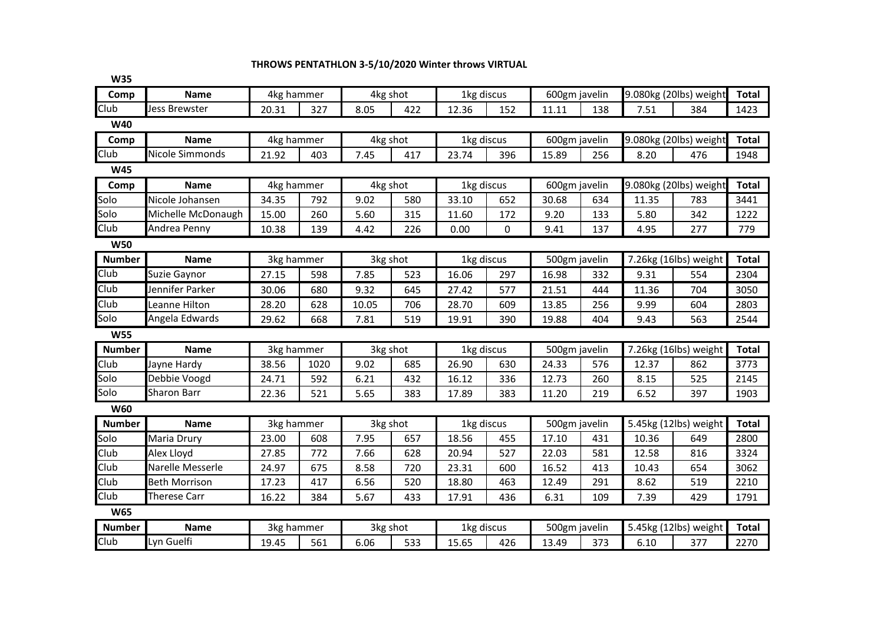# THROWS PENTATHLON 3-5/10/2020 Winter throws VIRTUAL

### W35

| Comp | Name | 4kg hammer | | 4kg shot | | 1kg discus | | 600gm javelin | | 9.080kg (20lbs) weight | | Total |
|---|---|---|---|---|---|---|---|---|---|---|---|---|
| Club | Jess Brewster | 20.31 | 327 | 8.05 | 422 | 12.36 | 152 | 11.11 | 138 | 7.51 | 384 | 1423 |

### W40

| Comp | Name | 4kg hammer | | 4kg shot | | 1kg discus | | 600gm javelin | | 9.080kg (20lbs) weight | | Total |
|---|---|---|---|---|---|---|---|---|---|---|---|---|
| Club | Nicole Simmonds | 21.92 | 403 | 7.45 | 417 | 23.74 | 396 | 15.89 | 256 | 8.20 | 476 | 1948 |

### W45

| Comp | Name | 4kg hammer | | 4kg shot | | 1kg discus | | 600gm javelin | | 9.080kg (20lbs) weight | | Total |
|---|---|---|---|---|---|---|---|---|---|---|---|---|
| Solo | Nicole Johansen | 34.35 | 792 | 9.02 | 580 | 33.10 | 652 | 30.68 | 634 | 11.35 | 783 | 3441 |
| Solo | Michelle McDonaugh | 15.00 | 260 | 5.60 | 315 | 11.60 | 172 | 9.20 | 133 | 5.80 | 342 | 1222 |
| Club | Andrea Penny | 10.38 | 139 | 4.42 | 226 | 0.00 | 0 | 9.41 | 137 | 4.95 | 277 | 779 |

### W50

| Number | Name | 3kg hammer | | 3kg shot | | 1kg discus | | 500gm javelin | | 7.26kg (16lbs) weight | | Total |
|---|---|---|---|---|---|---|---|---|---|---|---|---|
| Club | Suzie Gaynor | 27.15 | 598 | 7.85 | 523 | 16.06 | 297 | 16.98 | 332 | 9.31 | 554 | 2304 |
| Club | Jennifer Parker | 30.06 | 680 | 9.32 | 645 | 27.42 | 577 | 21.51 | 444 | 11.36 | 704 | 3050 |
| Club | Leanne Hilton | 28.20 | 628 | 10.05 | 706 | 28.70 | 609 | 13.85 | 256 | 9.99 | 604 | 2803 |
| Solo | Angela Edwards | 29.62 | 668 | 7.81 | 519 | 19.91 | 390 | 19.88 | 404 | 9.43 | 563 | 2544 |

### W55

| Number | Name | 3kg hammer | | 3kg shot | | 1kg discus | | 500gm javelin | | 7.26kg (16lbs) weight | | Total |
|---|---|---|---|---|---|---|---|---|---|---|---|---|
| Club | Jayne Hardy | 38.56 | 1020 | 9.02 | 685 | 26.90 | 630 | 24.33 | 576 | 12.37 | 862 | 3773 |
| Solo | Debbie Voogd | 24.71 | 592 | 6.21 | 432 | 16.12 | 336 | 12.73 | 260 | 8.15 | 525 | 2145 |
| Solo | Sharon Barr | 22.36 | 521 | 5.65 | 383 | 17.89 | 383 | 11.20 | 219 | 6.52 | 397 | 1903 |

### W60

| Number | Name | 3kg hammer | | 3kg shot | | 1kg discus | | 500gm javelin | | 5.45kg (12lbs) weight | | Total |
|---|---|---|---|---|---|---|---|---|---|---|---|---|
| Solo | Maria Drury | 23.00 | 608 | 7.95 | 657 | 18.56 | 455 | 17.10 | 431 | 10.36 | 649 | 2800 |
| Club | Alex Lloyd | 27.85 | 772 | 7.66 | 628 | 20.94 | 527 | 22.03 | 581 | 12.58 | 816 | 3324 |
| Club | Narelle Messerle | 24.97 | 675 | 8.58 | 720 | 23.31 | 600 | 16.52 | 413 | 10.43 | 654 | 3062 |
| Club | Beth Morrison | 17.23 | 417 | 6.56 | 520 | 18.80 | 463 | 12.49 | 291 | 8.62 | 519 | 2210 |
| Club | Therese Carr | 16.22 | 384 | 5.67 | 433 | 17.91 | 436 | 6.31 | 109 | 7.39 | 429 | 1791 |

### W65

| Number | Name | 3kg hammer | | 3kg shot | | 1kg discus | | 500gm javelin | | 5.45kg (12lbs) weight | | Total |
|---|---|---|---|---|---|---|---|---|---|---|---|---|
| Club | Lyn Guelfi | 19.45 | 561 | 6.06 | 533 | 15.65 | 426 | 13.49 | 373 | 6.10 | 377 | 2270 |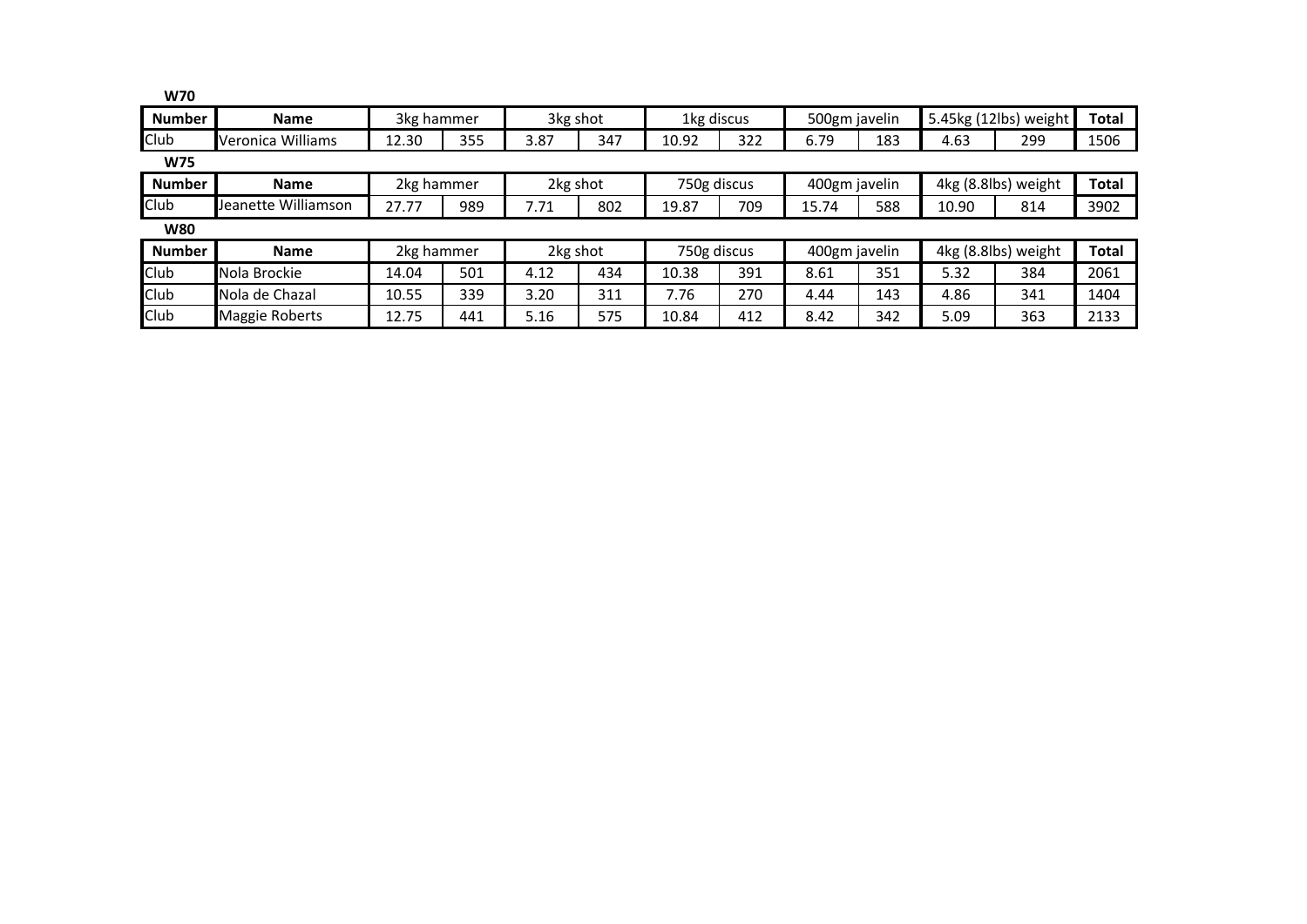**W70**

| Number | Name | 3kg hammer | | 3kg shot | | 1kg discus | | 500gm javelin | | 5.45kg (12lbs) weight | | Total |
|---|---|---|---|---|---|---|---|---|---|---|---|---|
| Club | Veronica Williams | 12.30 | 355 | 3.87 | 347 | 10.92 | 322 | 6.79 | 183 | 4.63 | 299 | 1506 |

**W75**

| Number | Name | 2kg hammer | | 2kg shot | | 750g discus | | 400gm javelin | | 4kg (8.8lbs) weight | | Total |
|---|---|---|---|---|---|---|---|---|---|---|---|---|
| Club | Jeanette Williamson | 27.77 | 989 | 7.71 | 802 | 19.87 | 709 | 15.74 | 588 | 10.90 | 814 | 3902 |

**W80**

| Number | Name | 2kg hammer | | 2kg shot | | 750g discus | | 400gm javelin | | 4kg (8.8lbs) weight | | Total |
|---|---|---|---|---|---|---|---|---|---|---|---|---|
| Club | Nola Brockie | 14.04 | 501 | 4.12 | 434 | 10.38 | 391 | 8.61 | 351 | 5.32 | 384 | 2061 |
| Club | Nola de Chazal | 10.55 | 339 | 3.20 | 311 | 7.76 | 270 | 4.44 | 143 | 4.86 | 341 | 1404 |
| Club | Maggie Roberts | 12.75 | 441 | 5.16 | 575 | 10.84 | 412 | 8.42 | 342 | 5.09 | 363 | 2133 |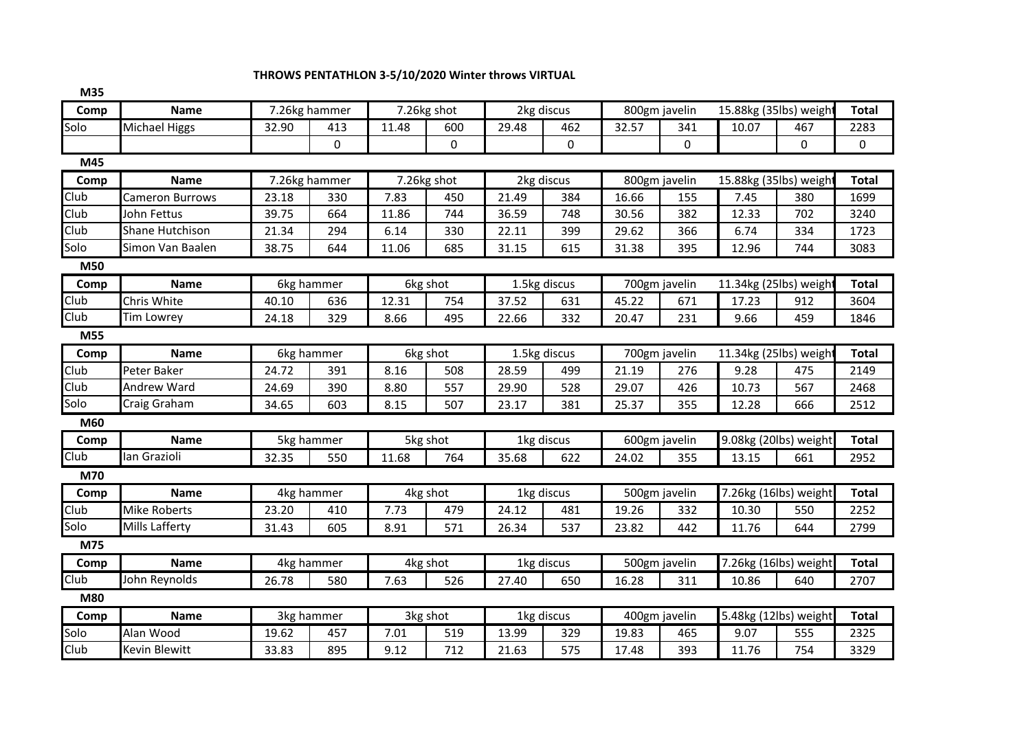**THROWS PENTATHLON 3-5/10/2020 Winter throws VIRTUAL**

**M35**

| Comp | Name | 7.26kg hammer | | 7.26kg shot | | 2kg discus | | 800gm javelin | | 15.88kg (35lbs) weight | | Total |
|---|---|---|---|---|---|---|---|---|---|---|---|---|
| Solo | Michael Higgs | 32.90 | 413 | 11.48 | 600 | 29.48 | 462 | 32.57 | 341 | 10.07 | 467 | 2283 |
| | | | 0 | | 0 | | 0 | | 0 | | 0 | 0 |

**M45**

| Comp | Name | 7.26kg hammer | | 7.26kg shot | | 2kg discus | | 800gm javelin | | 15.88kg (35lbs) weight | | Total |
|---|---|---|---|---|---|---|---|---|---|---|---|---|
| Club | Cameron Burrows | 23.18 | 330 | 7.83 | 450 | 21.49 | 384 | 16.66 | 155 | 7.45 | 380 | 1699 |
| Club | John Fettus | 39.75 | 664 | 11.86 | 744 | 36.59 | 748 | 30.56 | 382 | 12.33 | 702 | 3240 |
| Club | Shane Hutchison | 21.34 | 294 | 6.14 | 330 | 22.11 | 399 | 29.62 | 366 | 6.74 | 334 | 1723 |
| Solo | Simon Van Baalen | 38.75 | 644 | 11.06 | 685 | 31.15 | 615 | 31.38 | 395 | 12.96 | 744 | 3083 |

**M50**

| Comp | Name | 6kg hammer | | 6kg shot | | 1.5kg discus | | 700gm javelin | | 11.34kg (25lbs) weight | | Total |
|---|---|---|---|---|---|---|---|---|---|---|---|---|
| Club | Chris White | 40.10 | 636 | 12.31 | 754 | 37.52 | 631 | 45.22 | 671 | 17.23 | 912 | 3604 |
| Club | Tim Lowrey | 24.18 | 329 | 8.66 | 495 | 22.66 | 332 | 20.47 | 231 | 9.66 | 459 | 1846 |

**M55**

| Comp | Name | 6kg hammer | | 6kg shot | | 1.5kg discus | | 700gm javelin | | 11.34kg (25lbs) weight | | Total |
|---|---|---|---|---|---|---|---|---|---|---|---|---|
| Club | Peter Baker | 24.72 | 391 | 8.16 | 508 | 28.59 | 499 | 21.19 | 276 | 9.28 | 475 | 2149 |
| Club | Andrew Ward | 24.69 | 390 | 8.80 | 557 | 29.90 | 528 | 29.07 | 426 | 10.73 | 567 | 2468 |
| Solo | Craig Graham | 34.65 | 603 | 8.15 | 507 | 23.17 | 381 | 25.37 | 355 | 12.28 | 666 | 2512 |

**M60**

| Comp | Name | 5kg hammer | | 5kg shot | | 1kg discus | | 600gm javelin | | 9.08kg (20lbs) weight | | Total |
|---|---|---|---|---|---|---|---|---|---|---|---|---|
| Club | Ian Grazioli | 32.35 | 550 | 11.68 | 764 | 35.68 | 622 | 24.02 | 355 | 13.15 | 661 | 2952 |

**M70**

| Comp | Name | 4kg hammer | | 4kg shot | | 1kg discus | | 500gm javelin | | 7.26kg (16lbs) weight | | Total |
|---|---|---|---|---|---|---|---|---|---|---|---|---|
| Club | Mike Roberts | 23.20 | 410 | 7.73 | 479 | 24.12 | 481 | 19.26 | 332 | 10.30 | 550 | 2252 |
| Solo | Mills Lafferty | 31.43 | 605 | 8.91 | 571 | 26.34 | 537 | 23.82 | 442 | 11.76 | 644 | 2799 |

**M75**

| Comp | Name | 4kg hammer | | 4kg shot | | 1kg discus | | 500gm javelin | | 7.26kg (16lbs) weight | | Total |
|---|---|---|---|---|---|---|---|---|---|---|---|---|
| Club | John Reynolds | 26.78 | 580 | 7.63 | 526 | 27.40 | 650 | 16.28 | 311 | 10.86 | 640 | 2707 |

**M80**

| Comp | Name | 3kg hammer | | 3kg shot | | 1kg discus | | 400gm javelin | | 5.48kg (12lbs) weight | | Total |
|---|---|---|---|---|---|---|---|---|---|---|---|---|
| Solo | Alan Wood | 19.62 | 457 | 7.01 | 519 | 13.99 | 329 | 19.83 | 465 | 9.07 | 555 | 2325 |
| Club | Kevin Blewitt | 33.83 | 895 | 9.12 | 712 | 21.63 | 575 | 17.48 | 393 | 11.76 | 754 | 3329 |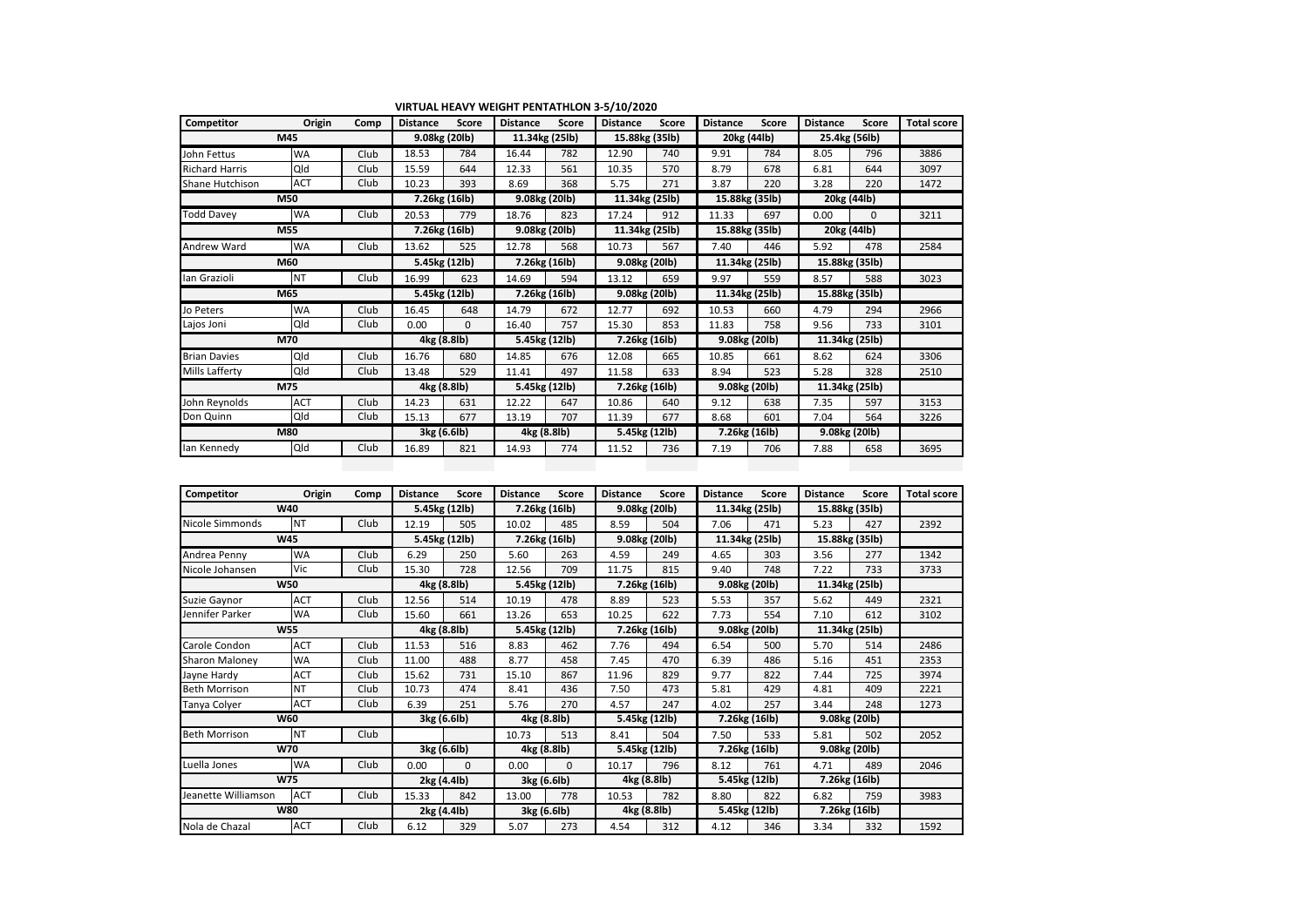**VIRTUAL HEAVY WEIGHT PENTATHLON 3-5/10/2020**

| Competitor | Origin | Comp | Distance | Score | Distance | Score | Distance | Score | Distance | Score | Distance | Score | Total score |
|---|---|---|---|---|---|---|---|---|---|---|---|---|---|
| M45 | | | 9.08kg (20lb) | | 11.34kg (25lb) | | 15.88kg (35lb) | | 20kg (44lb) | | 25.4kg (56lb) | | |
| John Fettus | WA | Club | 18.53 | 784 | 16.44 | 782 | 12.90 | 740 | 9.91 | 784 | 8.05 | 796 | 3886 |
| Richard Harris | Qld | Club | 15.59 | 644 | 12.33 | 561 | 10.35 | 570 | 8.79 | 678 | 6.81 | 644 | 3097 |
| Shane Hutchison | ACT | Club | 10.23 | 393 | 8.69 | 368 | 5.75 | 271 | 3.87 | 220 | 3.28 | 220 | 1472 |
| M50 | | | 7.26kg (16lb) | | 9.08kg (20lb) | | 11.34kg (25lb) | | 15.88kg (35lb) | | 20kg (44lb) | | |
| Todd Davey | WA | Club | 20.53 | 779 | 18.76 | 823 | 17.24 | 912 | 11.33 | 697 | 0.00 | 0 | 3211 |
| M55 | | | 7.26kg (16lb) | | 9.08kg (20lb) | | 11.34kg (25lb) | | 15.88kg (35lb) | | 20kg (44lb) | | |
| Andrew Ward | WA | Club | 13.62 | 525 | 12.78 | 568 | 10.73 | 567 | 7.40 | 446 | 5.92 | 478 | 2584 |
| M60 | | | 5.45kg (12lb) | | 7.26kg (16lb) | | 9.08kg (20lb) | | 11.34kg (25lb) | | 15.88kg (35lb) | | |
| Ian Grazioli | NT | Club | 16.99 | 623 | 14.69 | 594 | 13.12 | 659 | 9.97 | 559 | 8.57 | 588 | 3023 |
| M65 | | | 5.45kg (12lb) | | 7.26kg (16lb) | | 9.08kg (20lb) | | 11.34kg (25lb) | | 15.88kg (35lb) | | |
| Jo Peters | WA | Club | 16.45 | 648 | 14.79 | 672 | 12.77 | 692 | 10.53 | 660 | 4.79 | 294 | 2966 |
| Lajos Joni | Qld | Club | 0.00 | 0 | 16.40 | 757 | 15.30 | 853 | 11.83 | 758 | 9.56 | 733 | 3101 |
| M70 | | | 4kg (8.8lb) | | 5.45kg (12lb) | | 7.26kg (16lb) | | 9.08kg (20lb) | | 11.34kg (25lb) | | |
| Brian Davies | Qld | Club | 16.76 | 680 | 14.85 | 676 | 12.08 | 665 | 10.85 | 661 | 8.62 | 624 | 3306 |
| Mills Lafferty | Qld | Club | 13.48 | 529 | 11.41 | 497 | 11.58 | 633 | 8.94 | 523 | 5.28 | 328 | 2510 |
| M75 | | | 4kg (8.8lb) | | 5.45kg (12lb) | | 7.26kg (16lb) | | 9.08kg (20lb) | | 11.34kg (25lb) | | |
| John Reynolds | ACT | Club | 14.23 | 631 | 12.22 | 647 | 10.86 | 640 | 9.12 | 638 | 7.35 | 597 | 3153 |
| Don Quinn | Qld | Club | 15.13 | 677 | 13.19 | 707 | 11.39 | 677 | 8.68 | 601 | 7.04 | 564 | 3226 |
| M80 | | | 3kg (6.6lb) | | 4kg (8.8lb) | | 5.45kg (12lb) | | 7.26kg (16lb) | | 9.08kg (20lb) | | |
| Ian Kennedy | Qld | Club | 16.89 | 821 | 14.93 | 774 | 11.52 | 736 | 7.19 | 706 | 7.88 | 658 | 3695 |

| Competitor | Origin | Comp | Distance | Score | Distance | Score | Distance | Score | Distance | Score | Distance | Score | Total score |
|---|---|---|---|---|---|---|---|---|---|---|---|---|---|
| W40 | | | 5.45kg (12lb) | | 7.26kg (16lb) | | 9.08kg (20lb) | | 11.34kg (25lb) | | 15.88kg (35lb) | | |
| Nicole Simmonds | NT | Club | 12.19 | 505 | 10.02 | 485 | 8.59 | 504 | 7.06 | 471 | 5.23 | 427 | 2392 |
| W45 | | | 5.45kg (12lb) | | 7.26kg (16lb) | | 9.08kg (20lb) | | 11.34kg (25lb) | | 15.88kg (35lb) | | |
| Andrea Penny | WA | Club | 6.29 | 250 | 5.60 | 263 | 4.59 | 249 | 4.65 | 303 | 3.56 | 277 | 1342 |
| Nicole Johansen | Vic | Club | 15.30 | 728 | 12.56 | 709 | 11.75 | 815 | 9.40 | 748 | 7.22 | 733 | 3733 |
| W50 | | | 4kg (8.8lb) | | 5.45kg (12lb) | | 7.26kg (16lb) | | 9.08kg (20lb) | | 11.34kg (25lb) | | |
| Suzie Gaynor | ACT | Club | 12.56 | 514 | 10.19 | 478 | 8.89 | 523 | 5.53 | 357 | 5.62 | 449 | 2321 |
| Jennifer Parker | WA | Club | 15.60 | 661 | 13.26 | 653 | 10.25 | 622 | 7.73 | 554 | 7.10 | 612 | 3102 |
| W55 | | | 4kg (8.8lb) | | 5.45kg (12lb) | | 7.26kg (16lb) | | 9.08kg (20lb) | | 11.34kg (25lb) | | |
| Carole Condon | ACT | Club | 11.53 | 516 | 8.83 | 462 | 7.76 | 494 | 6.54 | 500 | 5.70 | 514 | 2486 |
| Sharon Maloney | WA | Club | 11.00 | 488 | 8.77 | 458 | 7.45 | 470 | 6.39 | 486 | 5.16 | 451 | 2353 |
| Jayne Hardy | ACT | Club | 15.62 | 731 | 15.10 | 867 | 11.96 | 829 | 9.77 | 822 | 7.44 | 725 | 3974 |
| Beth Morrison | NT | Club | 10.73 | 474 | 8.41 | 436 | 7.50 | 473 | 5.81 | 429 | 4.81 | 409 | 2221 |
| Tanya Colyer | ACT | Club | 6.39 | 251 | 5.76 | 270 | 4.57 | 247 | 4.02 | 257 | 3.44 | 248 | 1273 |
| W60 | | | 3kg (6.6lb) | | 4kg (8.8lb) | | 5.45kg (12lb) | | 7.26kg (16lb) | | 9.08kg (20lb) | | |
| Beth Morrison | NT | Club | | | 10.73 | 513 | 8.41 | 504 | 7.50 | 533 | 5.81 | 502 | 2052 |
| W70 | | | 3kg (6.6lb) | | 4kg (8.8lb) | | 5.45kg (12lb) | | 7.26kg (16lb) | | 9.08kg (20lb) | | |
| Luella Jones | WA | Club | 0.00 | 0 | 0.00 | 0 | 10.17 | 796 | 8.12 | 761 | 4.71 | 489 | 2046 |
| W75 | | | 2kg (4.4lb) | | 3kg (6.6lb) | | 4kg (8.8lb) | | 5.45kg (12lb) | | 7.26kg (16lb) | | |
| Jeanette Williamson | ACT | Club | 15.33 | 842 | 13.00 | 778 | 10.53 | 782 | 8.80 | 822 | 6.82 | 759 | 3983 |
| W80 | | | 2kg (4.4lb) | | 3kg (6.6lb) | | 4kg (8.8lb) | | 5.45kg (12lb) | | 7.26kg (16lb) | | |
| Nola de Chazal | ACT | Club | 6.12 | 329 | 5.07 | 273 | 4.54 | 312 | 4.12 | 346 | 3.34 | 332 | 1592 |